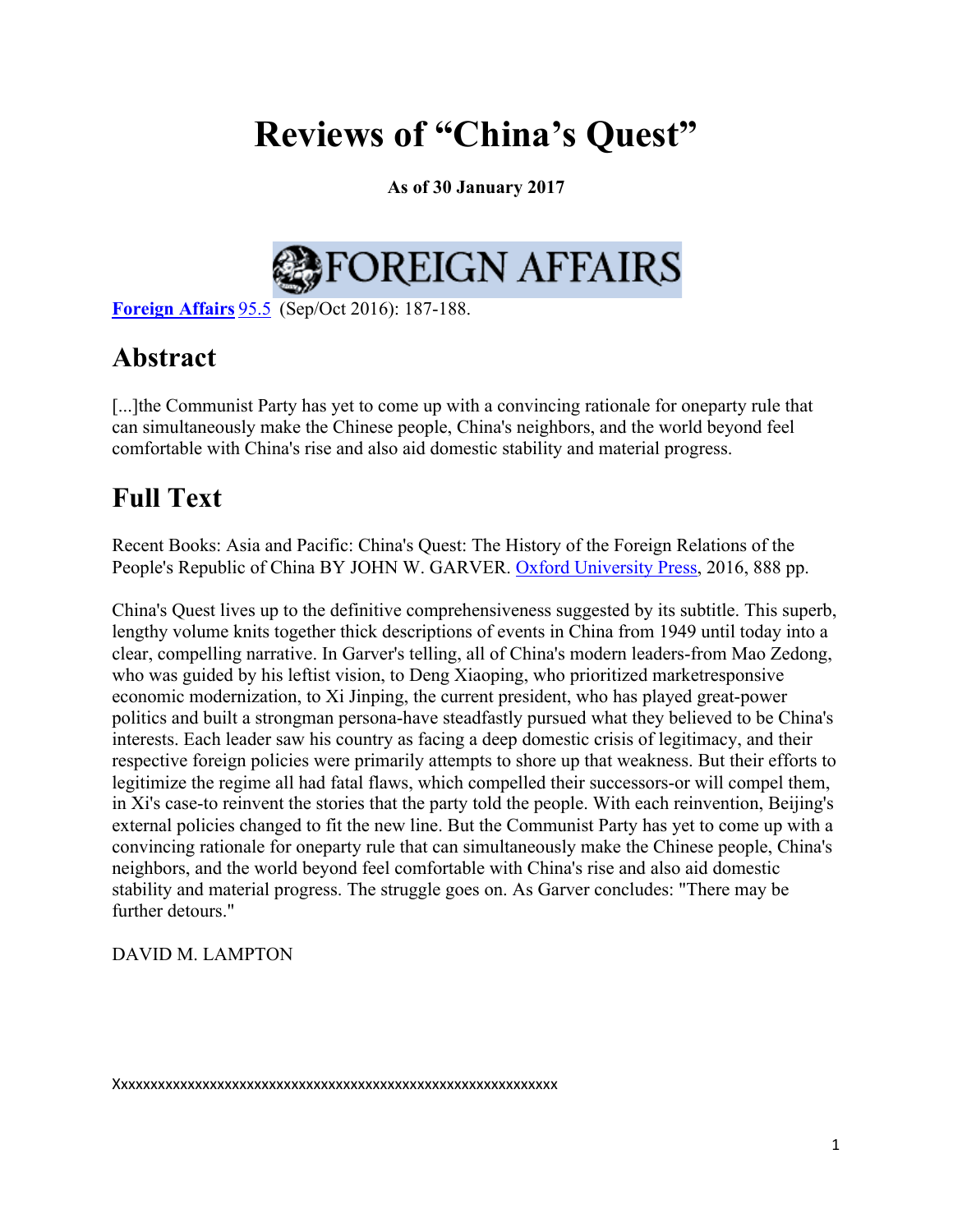# Reviews of "China's Quest"

**As of 30 January 2017**

FOREIGN AFFAIRS

**Foreign Affairs** 95.5 (Sep/Oct 2016): 187-188.

## Abstract

[...]the Communist Party has yet to come up with a convincing rationale for oneparty rule that can simultaneously make the Chinese people, China's neighbors, and the world beyond feel comfortable with China's rise and also aid domestic stability and material progress.

## Full Text

Recent Books: Asia and Pacific: China's Quest: The History of the Foreign Relations of the People's Republic of China BY JOHN W. GARVER. Oxford University Press, 2016, 888 pp.

China's Quest lives up to the definitive comprehensiveness suggested by its subtitle. This superb, lengthy volume knits together thick descriptions of events in China from 1949 until today into a clear, compelling narrative. In Garver's telling, all of China's modern leaders-from Mao Zedong, who was guided by his leftist vision, to Deng Xiaoping, who prioritized marketresponsive economic modernization, to Xi Jinping, the current president, who has played great-power politics and built a strongman persona-have steadfastly pursued what they believed to be China's interests. Each leader saw his country as facing a deep domestic crisis of legitimacy, and their respective foreign policies were primarily attempts to shore up that weakness. But their efforts to legitimize the regime all had fatal flaws, which compelled their successors-or will compel them, in Xi's case-to reinvent the stories that the party told the people. With each reinvention, Beijing's external policies changed to fit the new line. But the Communist Party has yet to come up with a convincing rationale for oneparty rule that can simultaneously make the Chinese people, China's neighbors, and the world beyond feel comfortable with China's rise and also aid domestic stability and material progress. The struggle goes on. As Garver concludes: "There may be further detours."

DAVID M. LAMPTON

Xxxxxxxxxxxxxxxxxxxxxxxxxxxxxxxxxxxxxxxxxxxxxxxxxxxxxxxxxxxxxxx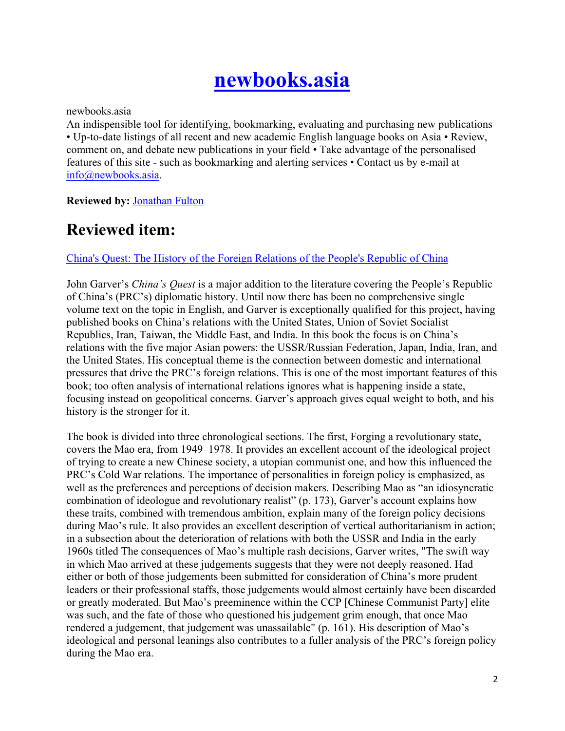# [newbooks.asia](#)

newbooks.asia
An indispensible tool for identifying, bookmarking, evaluating and purchasing new publications • Up-to-date listings of all recent and new academic English language books on Asia • Review, comment on, and debate new publications in your field • Take advantage of the personalised features of this site - such as bookmarking and alerting services • Contact us by e-mail at [info@newbooks.asia](mailto:info@newbooks.asia).

**Reviewed by:** [Jonathan Fulton](#)

## Reviewed item:

[China's Quest: The History of the Foreign Relations of the People's Republic of China](#)

John Garver's *China's Quest* is a major addition to the literature covering the People's Republic of China's (PRC's) diplomatic history. Until now there has been no comprehensive single volume text on the topic in English, and Garver is exceptionally qualified for this project, having published books on China's relations with the United States, Union of Soviet Socialist Republics, Iran, Taiwan, the Middle East, and India. In this book the focus is on China's relations with the five major Asian powers: the USSR/Russian Federation, Japan, India, Iran, and the United States. His conceptual theme is the connection between domestic and international pressures that drive the PRC's foreign relations. This is one of the most important features of this book; too often analysis of international relations ignores what is happening inside a state, focusing instead on geopolitical concerns. Garver's approach gives equal weight to both, and his history is the stronger for it.

The book is divided into three chronological sections. The first, Forging a revolutionary state, covers the Mao era, from 1949–1978. It provides an excellent account of the ideological project of trying to create a new Chinese society, a utopian communist one, and how this influenced the PRC's Cold War relations. The importance of personalities in foreign policy is emphasized, as well as the preferences and perceptions of decision makers. Describing Mao as "an idiosyncratic combination of ideologue and revolutionary realist" (p. 173), Garver's account explains how these traits, combined with tremendous ambition, explain many of the foreign policy decisions during Mao's rule. It also provides an excellent description of vertical authoritarianism in action; in a subsection about the deterioration of relations with both the USSR and India in the early 1960s titled The consequences of Mao's multiple rash decisions, Garver writes, "The swift way in which Mao arrived at these judgements suggests that they were not deeply reasoned. Had either or both of those judgements been submitted for consideration of China's more prudent leaders or their professional staffs, those judgements would almost certainly have been discarded or greatly moderated. But Mao's preeminence within the CCP [Chinese Communist Party] elite was such, and the fate of those who questioned his judgement grim enough, that once Mao rendered a judgement, that judgement was unassailable" (p. 161). His description of Mao's ideological and personal leanings also contributes to a fuller analysis of the PRC's foreign policy during the Mao era.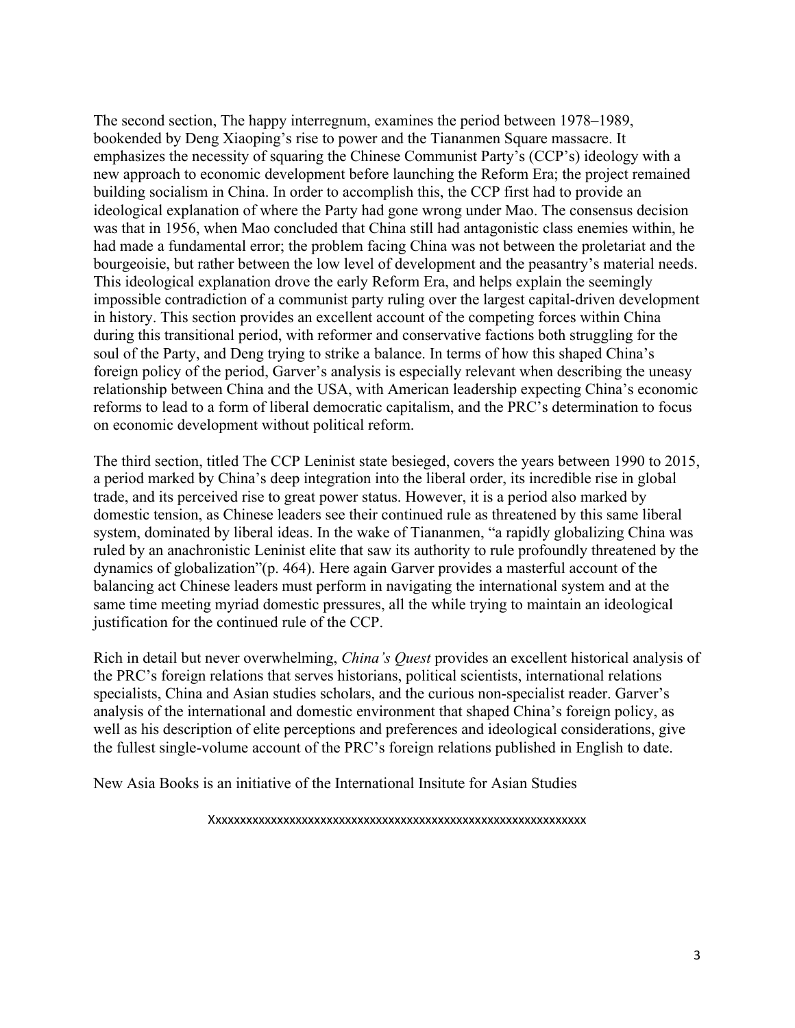The second section, The happy interregnum, examines the period between 1978–1989, bookended by Deng Xiaoping's rise to power and the Tiananmen Square massacre. It emphasizes the necessity of squaring the Chinese Communist Party's (CCP's) ideology with a new approach to economic development before launching the Reform Era; the project remained building socialism in China. In order to accomplish this, the CCP first had to provide an ideological explanation of where the Party had gone wrong under Mao. The consensus decision was that in 1956, when Mao concluded that China still had antagonistic class enemies within, he had made a fundamental error; the problem facing China was not between the proletariat and the bourgeoisie, but rather between the low level of development and the peasantry's material needs. This ideological explanation drove the early Reform Era, and helps explain the seemingly impossible contradiction of a communist party ruling over the largest capital-driven development in history. This section provides an excellent account of the competing forces within China during this transitional period, with reformer and conservative factions both struggling for the soul of the Party, and Deng trying to strike a balance. In terms of how this shaped China's foreign policy of the period, Garver's analysis is especially relevant when describing the uneasy relationship between China and the USA, with American leadership expecting China's economic reforms to lead to a form of liberal democratic capitalism, and the PRC's determination to focus on economic development without political reform.

The third section, titled The CCP Leninist state besieged, covers the years between 1990 to 2015, a period marked by China's deep integration into the liberal order, its incredible rise in global trade, and its perceived rise to great power status. However, it is a period also marked by domestic tension, as Chinese leaders see their continued rule as threatened by this same liberal system, dominated by liberal ideas. In the wake of Tiananmen, "a rapidly globalizing China was ruled by an anachronistic Leninist elite that saw its authority to rule profoundly threatened by the dynamics of globalization"(p. 464). Here again Garver provides a masterful account of the balancing act Chinese leaders must perform in navigating the international system and at the same time meeting myriad domestic pressures, all the while trying to maintain an ideological justification for the continued rule of the CCP.

Rich in detail but never overwhelming, *China's Quest* provides an excellent historical analysis of the PRC's foreign relations that serves historians, political scientists, international relations specialists, China and Asian studies scholars, and the curious non-specialist reader. Garver's analysis of the international and domestic environment that shaped China's foreign policy, as well as his description of elite perceptions and preferences and ideological considerations, give the fullest single-volume account of the PRC's foreign relations published in English to date.

New Asia Books is an initiative of the International Insitute for Asian Studies

Xxxxxxxxxxxxxxxxxxxxxxxxxxxxxxxxxxxxxxxxxxxxxxxxxxxxxxxxxxxxxxxx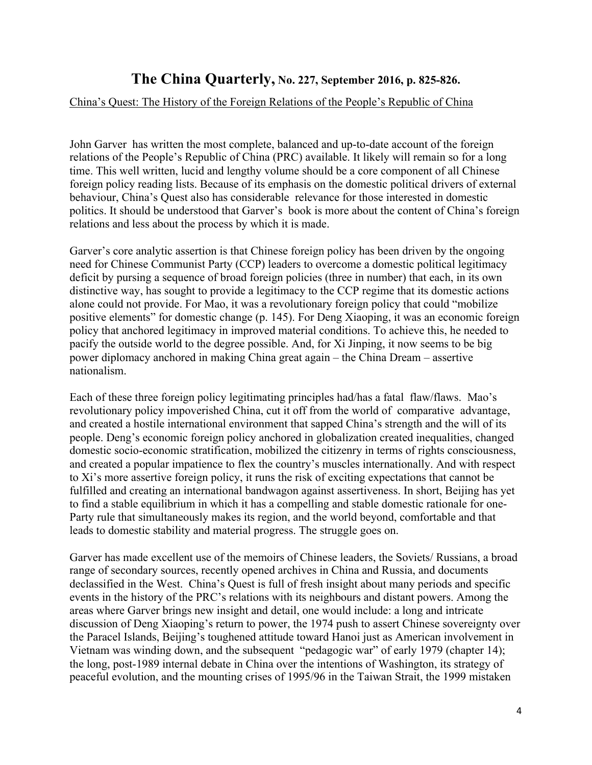# The China Quarterly, No. 227, September 2016, p. 825-826.

China's Quest: The History of the Foreign Relations of the People's Republic of China

John Garver has written the most complete, balanced and up-to-date account of the foreign relations of the People's Republic of China (PRC) available. It likely will remain so for a long time. This well written, lucid and lengthy volume should be a core component of all Chinese foreign policy reading lists. Because of its emphasis on the domestic political drivers of external behaviour, China's Quest also has considerable relevance for those interested in domestic politics. It should be understood that Garver's book is more about the content of China's foreign relations and less about the process by which it is made.

Garver's core analytic assertion is that Chinese foreign policy has been driven by the ongoing need for Chinese Communist Party (CCP) leaders to overcome a domestic political legitimacy deficit by pursing a sequence of broad foreign policies (three in number) that each, in its own distinctive way, has sought to provide a legitimacy to the CCP regime that its domestic actions alone could not provide. For Mao, it was a revolutionary foreign policy that could "mobilize positive elements" for domestic change (p. 145). For Deng Xiaoping, it was an economic foreign policy that anchored legitimacy in improved material conditions. To achieve this, he needed to pacify the outside world to the degree possible. And, for Xi Jinping, it now seems to be big power diplomacy anchored in making China great again – the China Dream – assertive nationalism.

Each of these three foreign policy legitimating principles had/has a fatal flaw/flaws. Mao's revolutionary policy impoverished China, cut it off from the world of comparative advantage, and created a hostile international environment that sapped China's strength and the will of its people. Deng's economic foreign policy anchored in globalization created inequalities, changed domestic socio-economic stratification, mobilized the citizenry in terms of rights consciousness, and created a popular impatience to flex the country's muscles internationally. And with respect to Xi's more assertive foreign policy, it runs the risk of exciting expectations that cannot be fulfilled and creating an international bandwagon against assertiveness. In short, Beijing has yet to find a stable equilibrium in which it has a compelling and stable domestic rationale for one-Party rule that simultaneously makes its region, and the world beyond, comfortable and that leads to domestic stability and material progress. The struggle goes on.

Garver has made excellent use of the memoirs of Chinese leaders, the Soviets/ Russians, a broad range of secondary sources, recently opened archives in China and Russia, and documents declassified in the West. China's Quest is full of fresh insight about many periods and specific events in the history of the PRC's relations with its neighbours and distant powers. Among the areas where Garver brings new insight and detail, one would include: a long and intricate discussion of Deng Xiaoping's return to power, the 1974 push to assert Chinese sovereignty over the Paracel Islands, Beijing's toughened attitude toward Hanoi just as American involvement in Vietnam was winding down, and the subsequent "pedagogic war" of early 1979 (chapter 14); the long, post-1989 internal debate in China over the intentions of Washington, its strategy of peaceful evolution, and the mounting crises of 1995/96 in the Taiwan Strait, the 1999 mistaken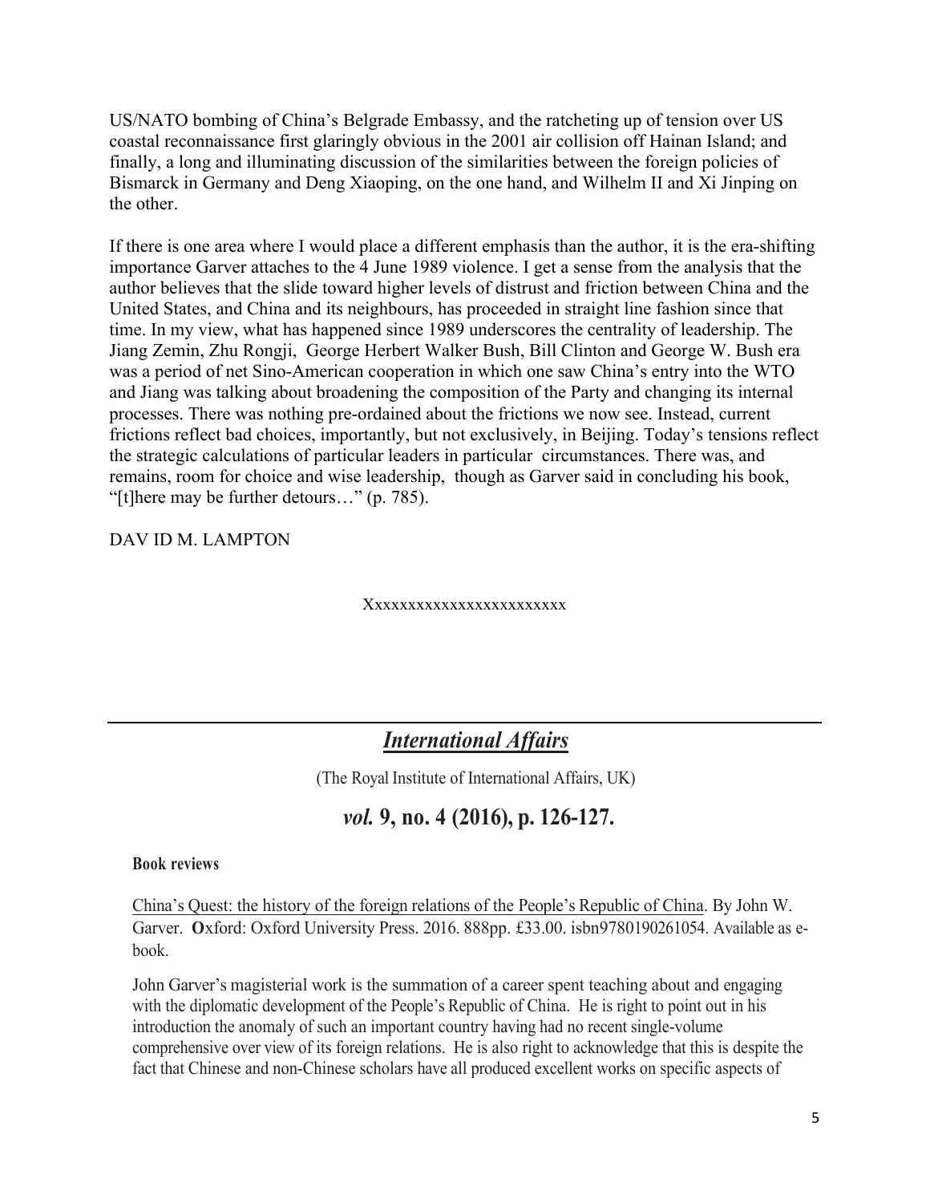US/NATO bombing of China's Belgrade Embassy, and the ratcheting up of tension over US coastal reconnaissance first glaringly obvious in the 2001 air collision off Hainan Island; and finally, a long and illuminating discussion of the similarities between the foreign policies of Bismarck in Germany and Deng Xiaoping, on the one hand, and Wilhelm II and Xi Jinping on the other.

If there is one area where I would place a different emphasis than the author, it is the era-shifting importance Garver attaches to the 4 June 1989 violence. I get a sense from the analysis that the author believes that the slide toward higher levels of distrust and friction between China and the United States, and China and its neighbours, has proceeded in straight line fashion since that time. In my view, what has happened since 1989 underscores the centrality of leadership. The Jiang Zemin, Zhu Rongji, George Herbert Walker Bush, Bill Clinton and George W. Bush era was a period of net Sino-American cooperation in which one saw China's entry into the WTO and Jiang was talking about broadening the composition of the Party and changing its internal processes. There was nothing pre-ordained about the frictions we now see. Instead, current frictions reflect bad choices, importantly, but not exclusively, in Beijing. Today's tensions reflect the strategic calculations of particular leaders in particular circumstances. There was, and remains, room for choice and wise leadership, though as Garver said in concluding his book, "[t]here may be further detours…" (p. 785).

DAV ID M. LAMPTON

Xxxxxxxxxxxxxxxxxxxxxxxx

---

## *International Affairs*

(The Royal Institute of International Affairs, UK)

## *vol.* 9, no. 4 (2016), p. 126-127.

**Book reviews**

China's Quest: the history of the foreign relations of the People's Republic of China. By John W. Garver. **O**xford: Oxford University Press. 2016. 888pp. £33.00. isbn9780190261054. Available as e-book.

John Garver's magisterial work is the summation of a career spent teaching about and engaging with the diplomatic development of the People's Republic of China. He is right to point out in his introduction the anomaly of such an important country having had no recent single-volume comprehensive over view of its foreign relations. He is also right to acknowledge that this is despite the fact that Chinese and non-Chinese scholars have all produced excellent works on specific aspects of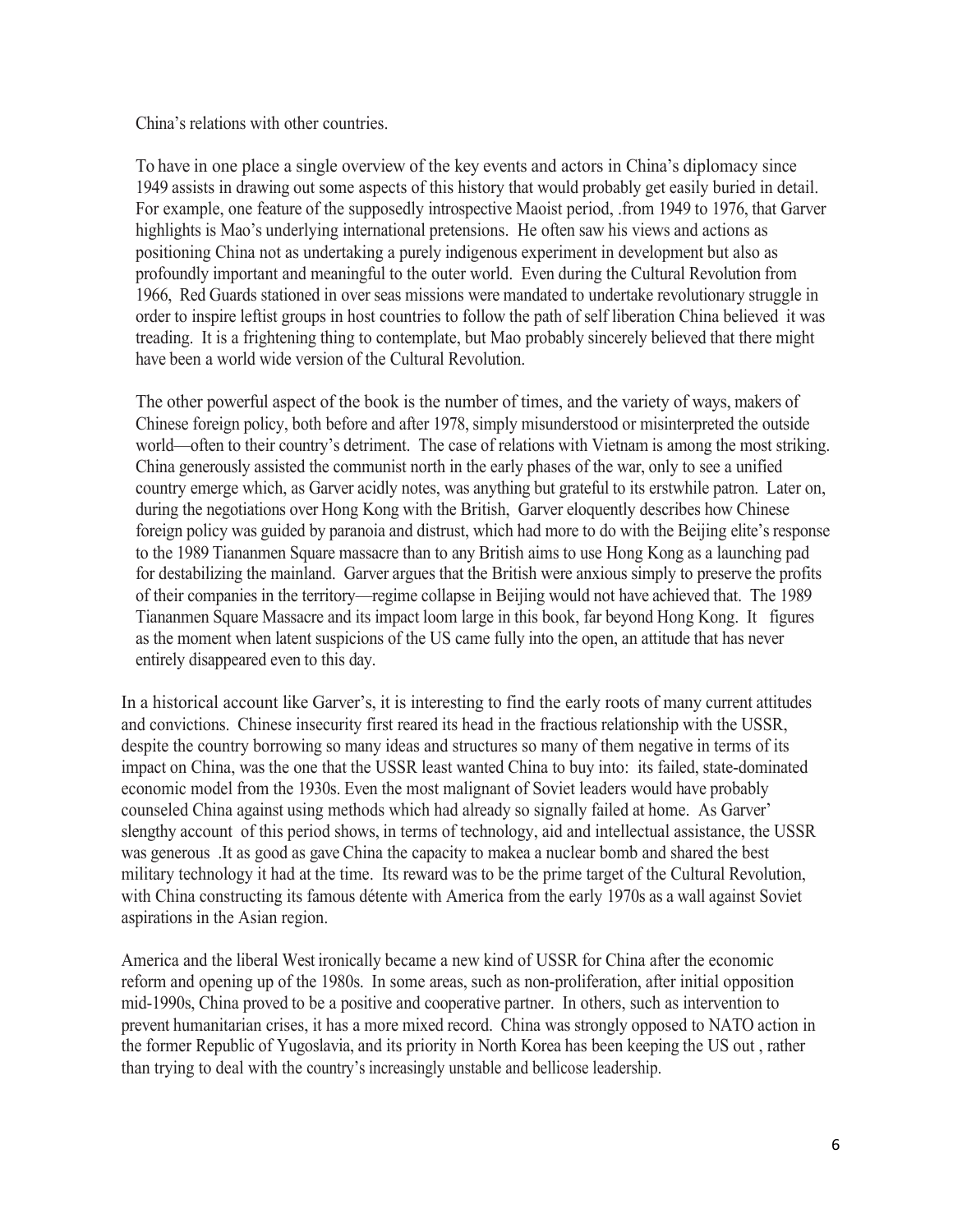China's relations with other countries.

To have in one place a single overview of the key events and actors in China's diplomacy since 1949 assists in drawing out some aspects of this history that would probably get easily buried in detail. For example, one feature of the supposedly introspective Maoist period, .from 1949 to 1976, that Garver highlights is Mao's underlying international pretensions. He often saw his views and actions as positioning China not as undertaking a purely indigenous experiment in development but also as profoundly important and meaningful to the outer world. Even during the Cultural Revolution from 1966, Red Guards stationed in over seas missions were mandated to undertake revolutionary struggle in order to inspire leftist groups in host countries to follow the path of self liberation China believed it was treading. It is a frightening thing to contemplate, but Mao probably sincerely believed that there might have been a world wide version of the Cultural Revolution.

The other powerful aspect of the book is the number of times, and the variety of ways, makers of Chinese foreign policy, both before and after 1978, simply misunderstood or misinterpreted the outside world—often to their country's detriment. The case of relations with Vietnam is among the most striking. China generously assisted the communist north in the early phases of the war, only to see a unified country emerge which, as Garver acidly notes, was anything but grateful to its erstwhile patron. Later on, during the negotiations over Hong Kong with the British, Garver eloquently describes how Chinese foreign policy was guided by paranoia and distrust, which had more to do with the Beijing elite's response to the 1989 Tiananmen Square massacre than to any British aims to use Hong Kong as a launching pad for destabilizing the mainland. Garver argues that the British were anxious simply to preserve the profits of their companies in the territory—regime collapse in Beijing would not have achieved that. The 1989 Tiananmen Square Massacre and its impact loom large in this book, far beyond Hong Kong. It figures as the moment when latent suspicions of the US came fully into the open, an attitude that has never entirely disappeared even to this day.

In a historical account like Garver's, it is interesting to find the early roots of many current attitudes and convictions. Chinese insecurity first reared its head in the fractious relationship with the USSR, despite the country borrowing so many ideas and structures so many of them negative in terms of its impact on China, was the one that the USSR least wanted China to buy into: its failed, state-dominated economic model from the 1930s. Even the most malignant of Soviet leaders would have probably counseled China against using methods which had already so signally failed at home. As Garver' slengthy account of this period shows, in terms of technology, aid and intellectual assistance, the USSR was generous .It as good as gave China the capacity to makea a nuclear bomb and shared the best military technology it had at the time. Its reward was to be the prime target of the Cultural Revolution, with China constructing its famous détente with America from the early 1970s as a wall against Soviet aspirations in the Asian region.

America and the liberal West ironically became a new kind of USSR for China after the economic reform and opening up of the 1980s. In some areas, such as non-proliferation, after initial opposition mid-1990s, China proved to be a positive and cooperative partner. In others, such as intervention to prevent humanitarian crises, it has a more mixed record. China was strongly opposed to NATO action in the former Republic of Yugoslavia, and its priority in North Korea has been keeping the US out , rather than trying to deal with the country's increasingly unstable and bellicose leadership.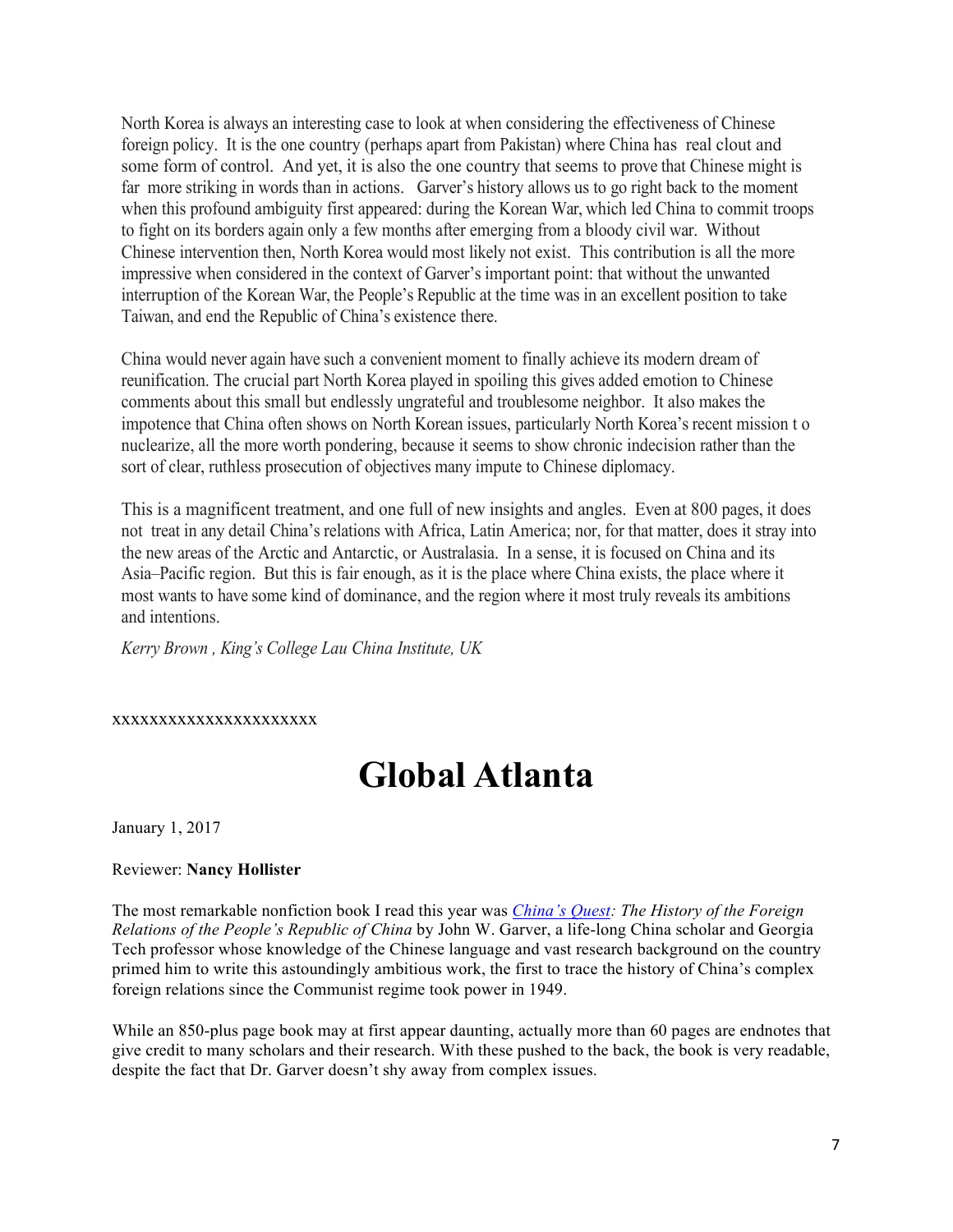North Korea is always an interesting case to look at when considering the effectiveness of Chinese foreign policy. It is the one country (perhaps apart from Pakistan) where China has real clout and some form of control. And yet, it is also the one country that seems to prove that Chinese might is far more striking in words than in actions. Garver's history allows us to go right back to the moment when this profound ambiguity first appeared: during the Korean War, which led China to commit troops to fight on its borders again only a few months after emerging from a bloody civil war. Without Chinese intervention then, North Korea would most likely not exist. This contribution is all the more impressive when considered in the context of Garver's important point: that without the unwanted interruption of the Korean War, the People's Republic at the time was in an excellent position to take Taiwan, and end the Republic of China's existence there.

China would never again have such a convenient moment to finally achieve its modern dream of reunification. The crucial part North Korea played in spoiling this gives added emotion to Chinese comments about this small but endlessly ungrateful and troublesome neighbor. It also makes the impotence that China often shows on North Korean issues, particularly North Korea's recent mission t o nuclearize, all the more worth pondering, because it seems to show chronic indecision rather than the sort of clear, ruthless prosecution of objectives many impute to Chinese diplomacy.

This is a magnificent treatment, and one full of new insights and angles. Even at 800 pages, it does not treat in any detail China's relations with Africa, Latin America; nor, for that matter, does it stray into the new areas of the Arctic and Antarctic, or Australasia. In a sense, it is focused on China and its Asia–Pacific region. But this is fair enough, as it is the place where China exists, the place where it most wants to have some kind of dominance, and the region where it most truly reveals its ambitions and intentions.

*Kerry Brown , King's College Lau China Institute, UK*

xxxxxxxxxxxxxxxxxxxxxx

# Global Atlanta

January 1, 2017

Reviewer: **Nancy Hollister**

The most remarkable nonfiction book I read this year was *China's Quest: The History of the Foreign Relations of the People's Republic of China* by John W. Garver, a life-long China scholar and Georgia Tech professor whose knowledge of the Chinese language and vast research background on the country primed him to write this astoundingly ambitious work, the first to trace the history of China's complex foreign relations since the Communist regime took power in 1949.

While an 850-plus page book may at first appear daunting, actually more than 60 pages are endnotes that give credit to many scholars and their research. With these pushed to the back, the book is very readable, despite the fact that Dr. Garver doesn't shy away from complex issues.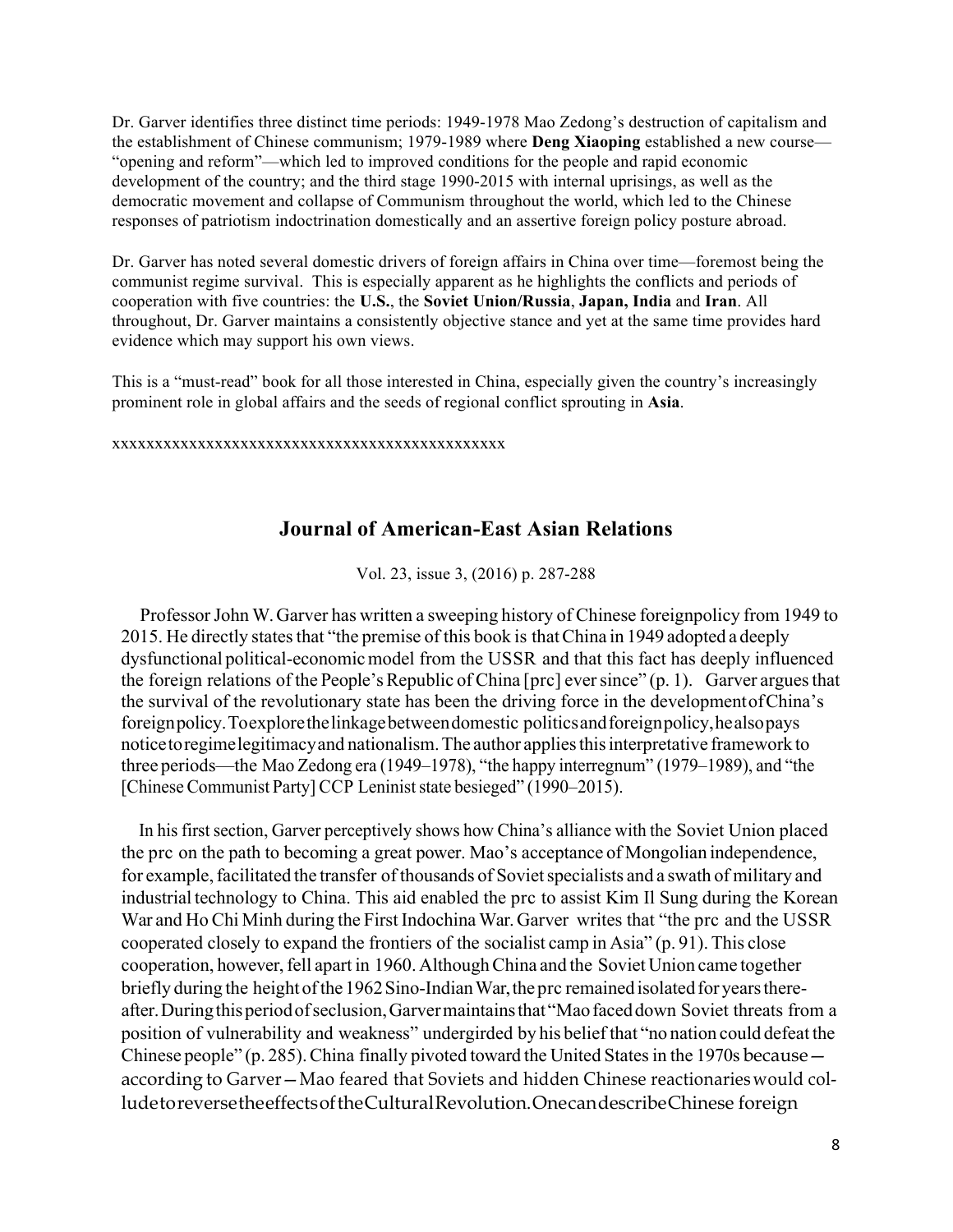Dr. Garver identifies three distinct time periods: 1949-1978 Mao Zedong's destruction of capitalism and the establishment of Chinese communism; 1979-1989 where **Deng Xiaoping** established a new course—"opening and reform"—which led to improved conditions for the people and rapid economic development of the country; and the third stage 1990-2015 with internal uprisings, as well as the democratic movement and collapse of Communism throughout the world, which led to the Chinese responses of patriotism indoctrination domestically and an assertive foreign policy posture abroad.

Dr. Garver has noted several domestic drivers of foreign affairs in China over time—foremost being the communist regime survival. This is especially apparent as he highlights the conflicts and periods of cooperation with five countries: the **U.S.**, the **Soviet Union/Russia**, **Japan, India** and **Iran**. All throughout, Dr. Garver maintains a consistently objective stance and yet at the same time provides hard evidence which may support his own views.

This is a "must-read" book for all those interested in China, especially given the country's increasingly prominent role in global affairs and the seeds of regional conflict sprouting in **Asia**.

xxxxxxxxxxxxxxxxxxxxxxxxxxxxxxxxxxxxxxxxxxxxxxxxx

## Journal of American-East Asian Relations

Vol. 23, issue 3, (2016) p. 287-288

Professor John W. Garver has written a sweeping history of Chinese foreignpolicy from 1949 to 2015. He directly states that "the premise of this book is that China in 1949 adopted a deeply dysfunctional political-economic model from the USSR and that this fact has deeply influenced the foreign relations of the People's Republic of China [prc] ever since" (p. 1). Garver argues that the survival of the revolutionary state has been the driving force in the developmentofChina's foreignpolicy.Toexplorethelinkagebetweendomestic politicsandforeignpolicy,healsopays noticetoregimelegitimacyand nationalism. The author applies this interpretative framework to three periods—the Mao Zedong era (1949–1978), "the happy interregnum" (1979–1989), and "the [Chinese Communist Party] CCP Leninist state besieged" (1990–2015).

In his first section, Garver perceptively shows how China's alliance with the Soviet Union placed the prc on the path to becoming a great power. Mao's acceptance of Mongolian independence, for example, facilitated the transfer of thousands of Soviet specialists and a swath of military and industrial technology to China. This aid enabled the prc to assist Kim Il Sung during the Korean War and Ho Chi Minh during the First Indochina War. Garver writes that "the prc and the USSR cooperated closely to expand the frontiers of the socialist camp in Asia" (p. 91). This close cooperation, however, fell apart in 1960. Although China and the Soviet Union came together briefly during the height of the 1962 Sino-Indian War, the prc remained isolated for years thereafter. During this period of seclusion, Garver maintains that "Mao faced down Soviet threats from a position of vulnerability and weakness" undergirded by his belief that "no nation could defeat the Chinese people" (p. 285). China finally pivoted toward the United States in the 1970s because—according to Garver—Mao feared that Soviets and hidden Chinese reactionaries would col-ludetoreversetheeffectsoftheCulturalRevolution.OnecandescribeChinese foreign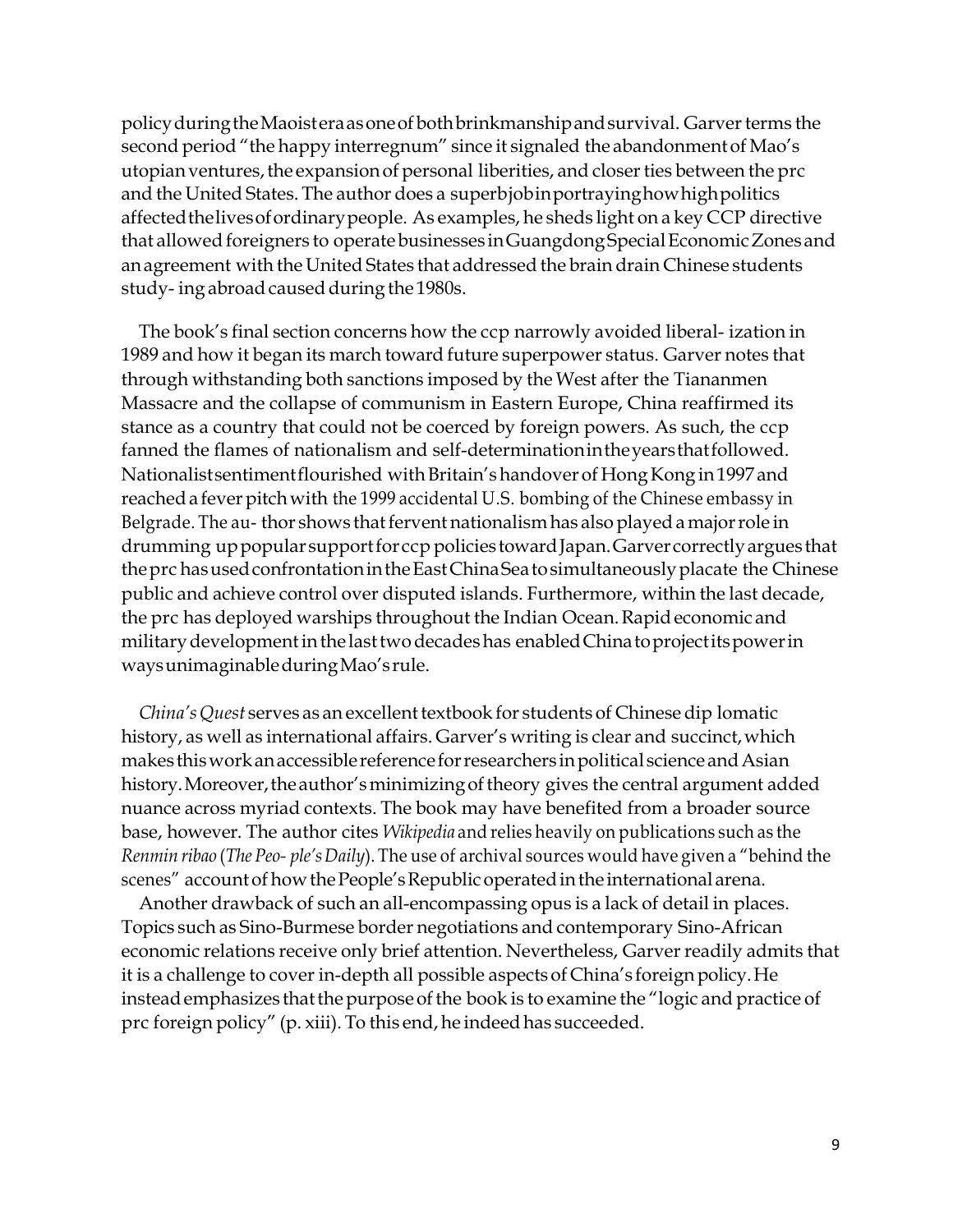policy during the Maoist era as one of both brinkmanship and survival. Garver terms the second period "the happy interregnum" since it signaled the abandonment of Mao's utopian ventures, the expansion of personal liberities, and closer ties between the prc and the United States. The author does a superb job in portraying how high politics affected the lives of ordinary people. As examples, he sheds light on a key CCP directive that allowed foreigners to operate businesses in Guangdong Special Economic Zones and an agreement with the United States that addressed the brain drain Chinese students study- ing abroad caused during the 1980s.

The book's final section concerns how the ccp narrowly avoided liberal- ization in 1989 and how it began its march toward future superpower status. Garver notes that through withstanding both sanctions imposed by the West after the Tiananmen Massacre and the collapse of communism in Eastern Europe, China reaffirmed its stance as a country that could not be coerced by foreign powers. As such, the ccp fanned the flames of nationalism and self-determination in the years that followed. Nationalist sentiment flourished with Britain's handover of Hong Kong in 1997 and reached a fever pitch with the 1999 accidental U.S. bombing of the Chinese embassy in Belgrade. The au- thor shows that fervent nationalism has also played a major role in drumming up popular support for ccp policies toward Japan. Garver correctly argues that the prc has used confrontation in the East China Sea to simultaneously placate the Chinese public and achieve control over disputed islands. Furthermore, within the last decade, the prc has deployed warships throughout the Indian Ocean. Rapid economic and military development in the last two decades has enabled China to project its power in ways unimaginable during Mao's rule.

*China's Quest* serves as an excellent textbook for students of Chinese dip lomatic history, as well as international affairs. Garver's writing is clear and succinct, which makes this work an accessible reference for researchers in political science and Asian history. Moreover, the author's minimizing of theory gives the central argument added nuance across myriad contexts. The book may have benefited from a broader source base, however. The author cites *Wikipedia* and relies heavily on publications such as the *Renmin ribao* (*The Peo- ple's Daily*). The use of archival sources would have given a "behind the scenes" account of how the People's Republic operated in the international arena.

Another drawback of such an all-encompassing opus is a lack of detail in places. Topics such as Sino-Burmese border negotiations and contemporary Sino-African economic relations receive only brief attention. Nevertheless, Garver readily admits that it is a challenge to cover in-depth all possible aspects of China's foreign policy. He instead emphasizes that the purpose of the book is to examine the "logic and practice of prc foreign policy" (p. xiii). To this end, he indeed has succeeded.